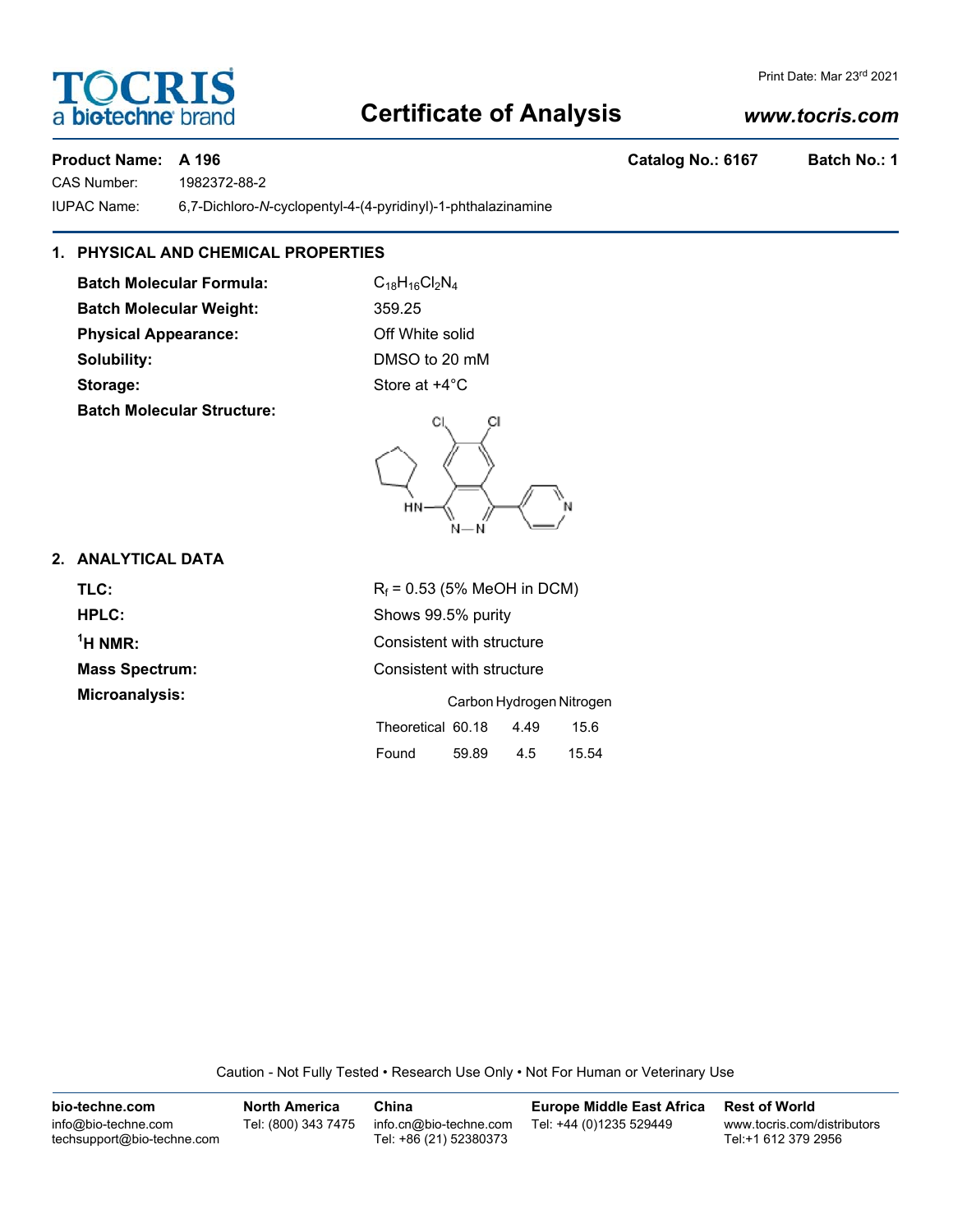# Certificate of Analysis

Print Date: Mar 23rd 2021

www.tocris.com

**Product Name: A 196** **Catalog No.: 6167** **Batch No.: 1**

CAS Number: 1982372-88-2

IUPAC Name: 6,7-Dichloro-*N*-cyclopentyl-4-(4-pyridinyl)-1-phthalazinamine

## 1. PHYSICAL AND CHEMICAL PROPERTIES

**Batch Molecular Formula:** $C_{18}H_{16}Cl_2N_4$

**Batch Molecular Weight:** 359.25

**Physical Appearance:** Off White solid

**Solubility:** DMSO to 20 mM

**Storage:** Store at +4°C

**Batch Molecular Structure:**

## 2. ANALYTICAL DATA

**TLC:** $R_f$ = 0.53 (5% MeOH in DCM)

**HPLC:** Shows 99.5% purity

**$^1$H NMR:** Consistent with structure

**Mass Spectrum:** Consistent with structure

**Microanalysis:**

| | Carbon | Hydrogen | Nitrogen |
|---|---|---|---|
| Theoretical | 60.18 | 4.49 | 15.6 |
| Found | 59.89 | 4.5 | 15.54 |

Caution - Not Fully Tested • Research Use Only • Not For Human or Veterinary Use

**bio-techne.com**
info@bio-techne.com
techsupport@bio-techne.com

**North America**
Tel: (800) 343 7475

**China**
info.cn@bio-techne.com
Tel: +86 (21) 52380373

**Europe Middle East Africa**
Tel: +44 (0)1235 529449

**Rest of World**
www.tocris.com/distributors
Tel:+1 612 379 2956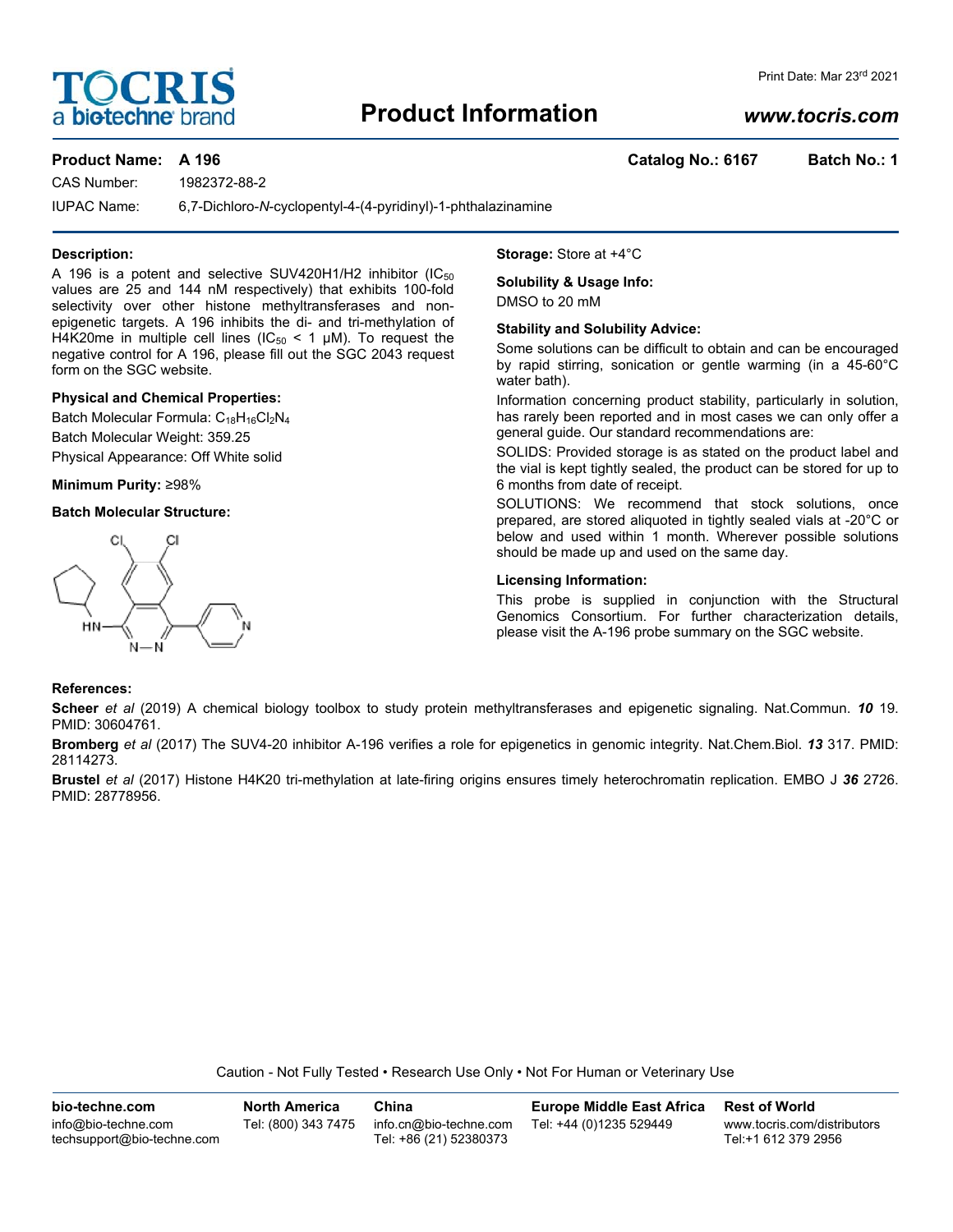TOCRIS
a biotechne brand

Print Date: Mar 23rd 2021

# Product Information

www.tocris.com

**Product Name: A 196** **Catalog No.: 6167** **Batch No.: 1**

CAS Number: 1982372-88-2

IUPAC Name: 6,7-Dichloro-*N*-cyclopentyl-4-(4-pyridinyl)-1-phthalazinamine

### Description:

A 196 is a potent and selective SUV420H1/H2 inhibitor ($IC_{50}$ values are 25 and 144 nM respectively) that exhibits 100-fold selectivity over other histone methyltransferases and non-epigenetic targets. A 196 inhibits the di- and tri-methylation of H4K20me in multiple cell lines ($IC_{50}$ < 1 μM). To request the negative control for A 196, please fill out the SGC 2043 request form on the SGC website.

### Physical and Chemical Properties:

Batch Molecular Formula: $C_{18}H_{16}Cl_2N_4$

Batch Molecular Weight: 359.25

Physical Appearance: Off White solid

**Minimum Purity:** ≥98%

### Batch Molecular Structure:

Cl Cl HN N N N

**Storage:** Store at +4°C

### Solubility & Usage Info:

DMSO to 20 mM

### Stability and Solubility Advice:

Some solutions can be difficult to obtain and can be encouraged by rapid stirring, sonication or gentle warming (in a 45-60°C water bath).

Information concerning product stability, particularly in solution, has rarely been reported and in most cases we can only offer a general guide. Our standard recommendations are:

SOLIDS: Provided storage is as stated on the product label and the vial is kept tightly sealed, the product can be stored for up to 6 months from date of receipt.

SOLUTIONS: We recommend that stock solutions, once prepared, are stored aliquoted in tightly sealed vials at -20°C or below and used within 1 month. Wherever possible solutions should be made up and used on the same day.

### Licensing Information:

This probe is supplied in conjunction with the Structural Genomics Consortium. For further characterization details, please visit the A-196 probe summary on the SGC website.

### References:

**Scheer** *et al* (2019) A chemical biology toolbox to study protein methyltransferases and epigenetic signaling. Nat.Commun. ***10*** 19. PMID: 30604761.

**Bromberg** *et al* (2017) The SUV4-20 inhibitor A-196 verifies a role for epigenetics in genomic integrity. Nat.Chem.Biol. ***13*** 317. PMID: 28114273.

**Brustel** *et al* (2017) Histone H4K20 tri-methylation at late-firing origins ensures timely heterochromatin replication. EMBO J ***36*** 2726. PMID: 28778956.

Caution - Not Fully Tested • Research Use Only • Not For Human or Veterinary Use

| bio-techne.com | North America | China | Europe Middle East Africa | Rest of World |
|---|---|---|---|---|
| info@bio-techne.com<br>techsupport@bio-techne.com | Tel: (800) 343 7475 | info.cn@bio-techne.com<br>Tel: +86 (21) 52380373 | Tel: +44 (0)1235 529449 | www.tocris.com/distributors<br>Tel:+1 612 379 2956 |